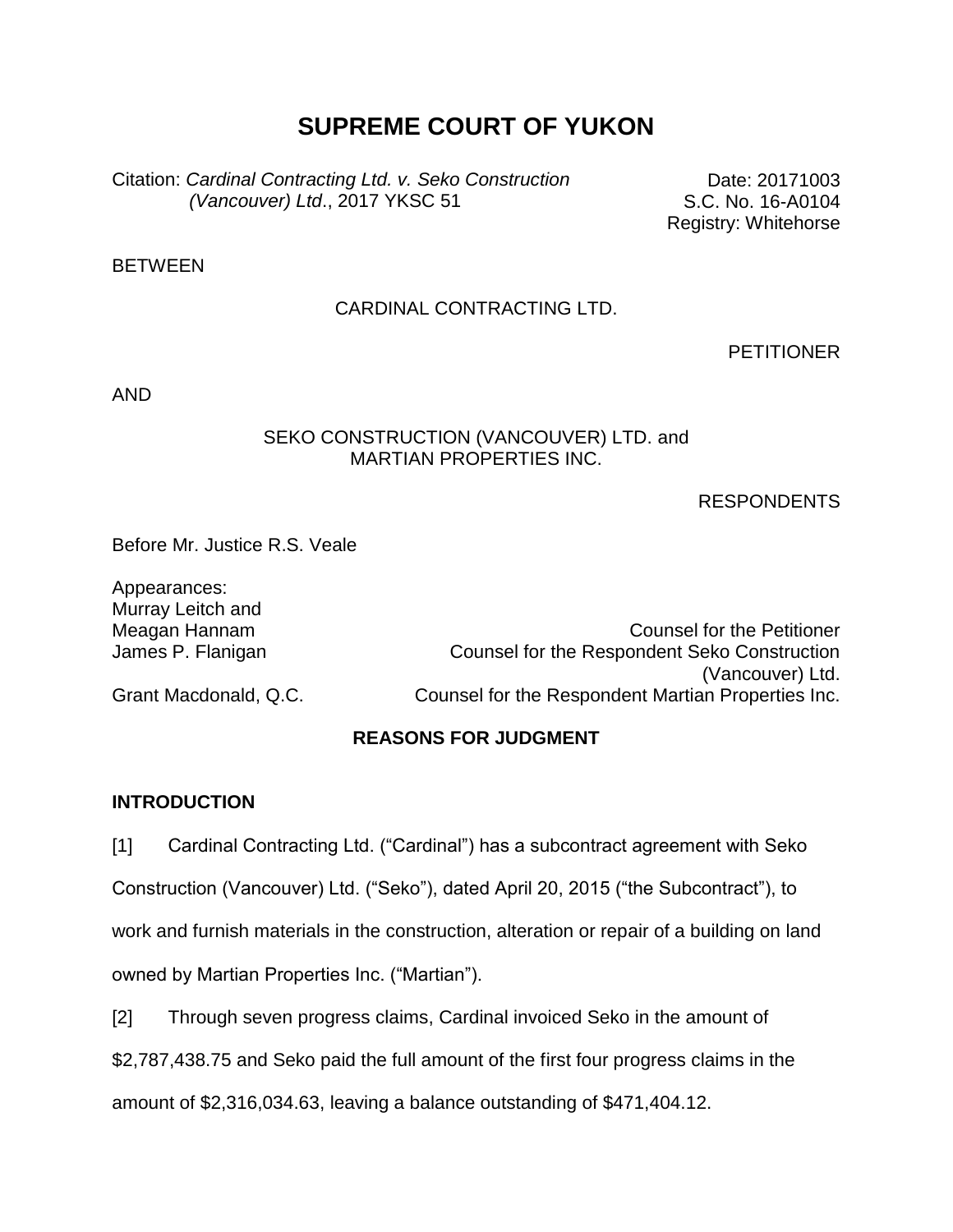# SUPREME COURT OF YUKON

Citation: *Cardinal Contracting Ltd. v. Seko Construction (Vancouver) Ltd.*, 2017 YKSC 51

Date: 20171003
S.C. No. 16-A0104
Registry: Whitehorse

BETWEEN

CARDINAL CONTRACTING LTD.

PETITIONER

AND

SEKO CONSTRUCTION (VANCOUVER) LTD. and
MARTIAN PROPERTIES INC.

RESPONDENTS

Before Mr. Justice R.S. Veale

Appearances:

| | |
|---|---|
| Murray Leitch and Meagan Hannam | Counsel for the Petitioner |
| James P. Flanigan | Counsel for the Respondent Seko Construction (Vancouver) Ltd. |
| Grant Macdonald, Q.C. | Counsel for the Respondent Martian Properties Inc. |

## REASONS FOR JUDGMENT

### INTRODUCTION

[1] Cardinal Contracting Ltd. ("Cardinal") has a subcontract agreement with Seko Construction (Vancouver) Ltd. ("Seko"), dated April 20, 2015 ("the Subcontract"), to work and furnish materials in the construction, alteration or repair of a building on land owned by Martian Properties Inc. ("Martian").

[2] Through seven progress claims, Cardinal invoiced Seko in the amount of $2,787,438.75 and Seko paid the full amount of the first four progress claims in the amount of $2,316,034.63, leaving a balance outstanding of $471,404.12.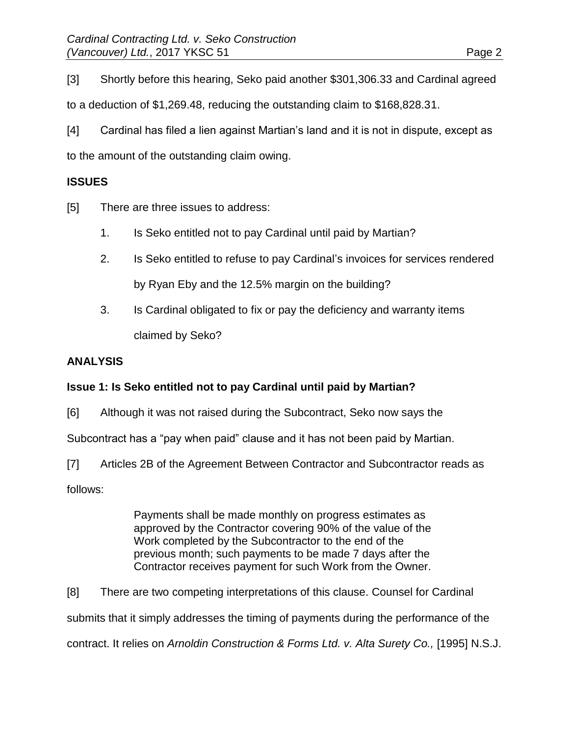[3] Shortly before this hearing, Seko paid another $301,306.33 and Cardinal agreed to a deduction of $1,269.48, reducing the outstanding claim to $168,828.31.

[4] Cardinal has filed a lien against Martian's land and it is not in dispute, except as to the amount of the outstanding claim owing.

## ISSUES

[5] There are three issues to address:

1. Is Seko entitled not to pay Cardinal until paid by Martian?
2. Is Seko entitled to refuse to pay Cardinal's invoices for services rendered by Ryan Eby and the 12.5% margin on the building?
3. Is Cardinal obligated to fix or pay the deficiency and warranty items claimed by Seko?

## ANALYSIS

### Issue 1: Is Seko entitled not to pay Cardinal until paid by Martian?

[6] Although it was not raised during the Subcontract, Seko now says the Subcontract has a "pay when paid" clause and it has not been paid by Martian.

[7] Articles 2B of the Agreement Between Contractor and Subcontractor reads as follows:

> Payments shall be made monthly on progress estimates as approved by the Contractor covering 90% of the value of the Work completed by the Subcontractor to the end of the previous month; such payments to be made 7 days after the Contractor receives payment for such Work from the Owner.

[8] There are two competing interpretations of this clause. Counsel for Cardinal submits that it simply addresses the timing of payments during the performance of the contract. It relies on *Arnoldin Construction & Forms Ltd. v. Alta Surety Co.,* [1995] N.S.J.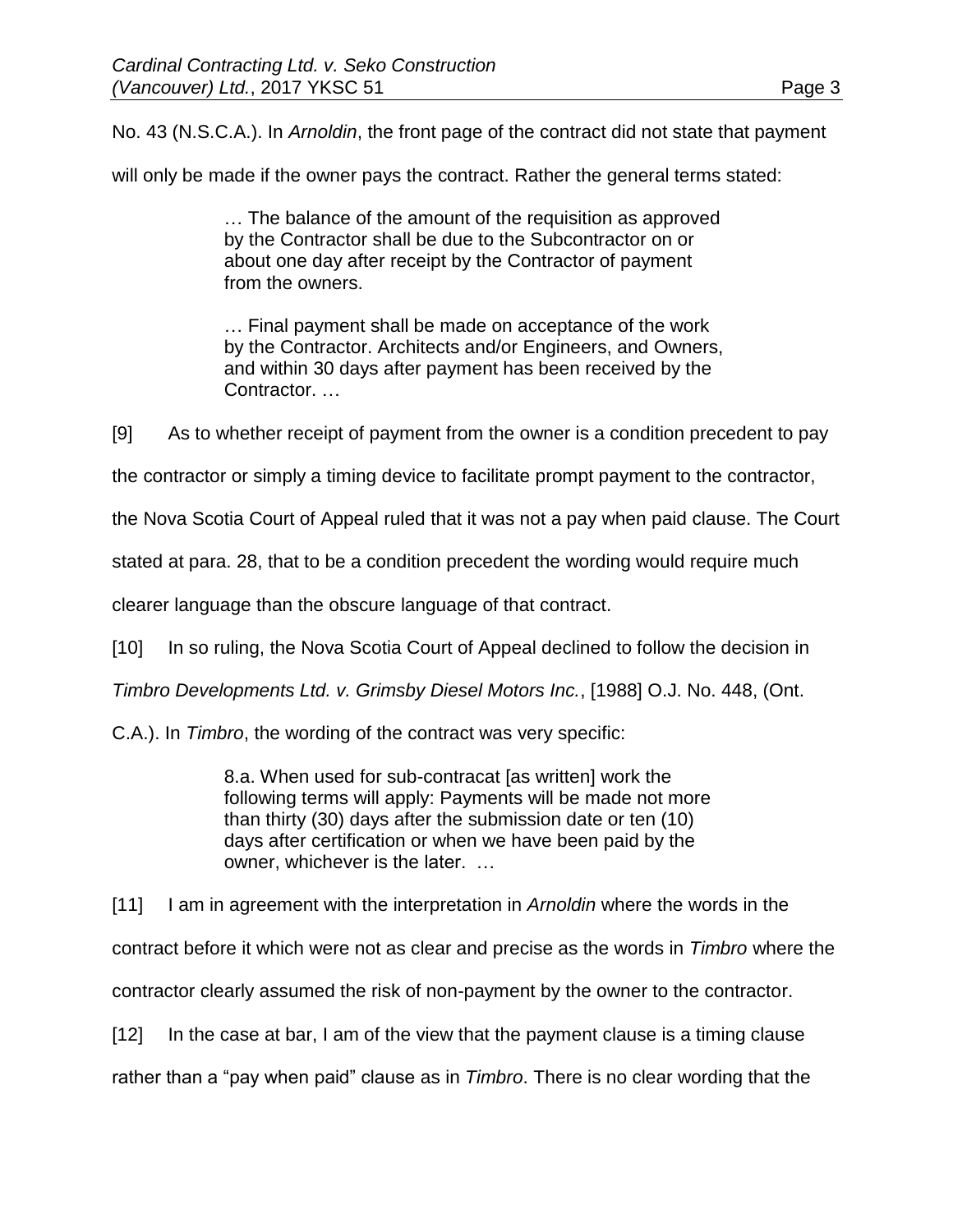No. 43 (N.S.C.A.). In *Arnoldin*, the front page of the contract did not state that payment will only be made if the owner pays the contract. Rather the general terms stated:

> … The balance of the amount of the requisition as approved by the Contractor shall be due to the Subcontractor on or about one day after receipt by the Contractor of payment from the owners.
>
> … Final payment shall be made on acceptance of the work by the Contractor. Architects and/or Engineers, and Owners, and within 30 days after payment has been received by the Contractor. …

[9] As to whether receipt of payment from the owner is a condition precedent to pay the contractor or simply a timing device to facilitate prompt payment to the contractor, the Nova Scotia Court of Appeal ruled that it was not a pay when paid clause. The Court stated at para. 28, that to be a condition precedent the wording would require much clearer language than the obscure language of that contract.

[10] In so ruling, the Nova Scotia Court of Appeal declined to follow the decision in *Timbro Developments Ltd. v. Grimsby Diesel Motors Inc.*, [1988] O.J. No. 448, (Ont. C.A.). In *Timbro*, the wording of the contract was very specific:

> 8.a. When used for sub-contracat [as written] work the following terms will apply: Payments will be made not more than thirty (30) days after the submission date or ten (10) days after certification or when we have been paid by the owner, whichever is the later. …

[11] I am in agreement with the interpretation in *Arnoldin* where the words in the contract before it which were not as clear and precise as the words in *Timbro* where the contractor clearly assumed the risk of non-payment by the owner to the contractor.

[12] In the case at bar, I am of the view that the payment clause is a timing clause rather than a "pay when paid" clause as in *Timbro*. There is no clear wording that the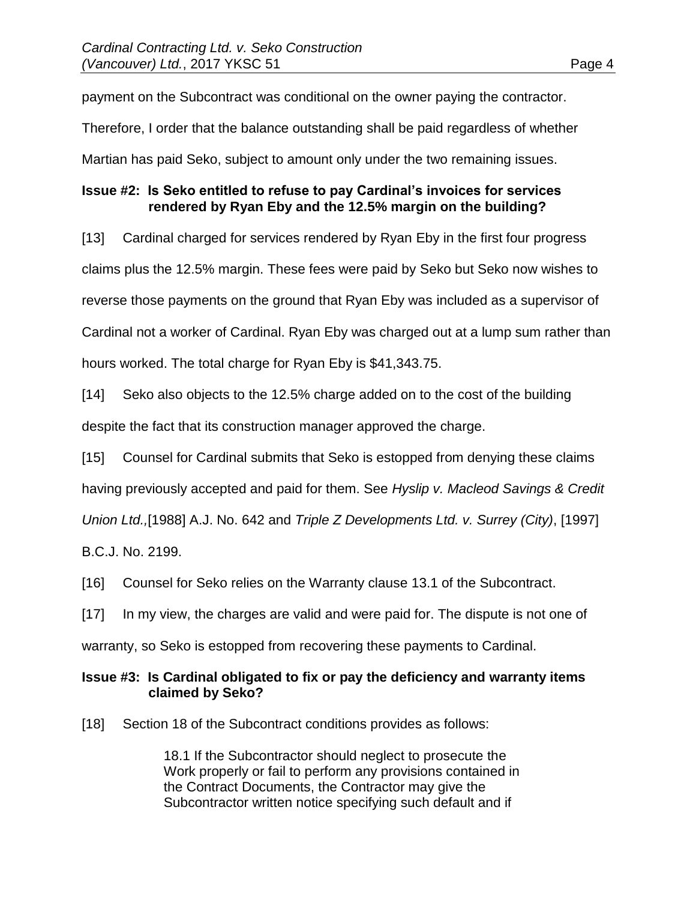payment on the Subcontract was conditional on the owner paying the contractor. Therefore, I order that the balance outstanding shall be paid regardless of whether Martian has paid Seko, subject to amount only under the two remaining issues.

### Issue #2: Is Seko entitled to refuse to pay Cardinal's invoices for services rendered by Ryan Eby and the 12.5% margin on the building?

[13] Cardinal charged for services rendered by Ryan Eby in the first four progress claims plus the 12.5% margin. These fees were paid by Seko but Seko now wishes to reverse those payments on the ground that Ryan Eby was included as a supervisor of Cardinal not a worker of Cardinal. Ryan Eby was charged out at a lump sum rather than hours worked. The total charge for Ryan Eby is $41,343.75.

[14] Seko also objects to the 12.5% charge added on to the cost of the building despite the fact that its construction manager approved the charge.

[15] Counsel for Cardinal submits that Seko is estopped from denying these claims having previously accepted and paid for them. See *Hyslip v. Macleod Savings & Credit Union Ltd.,*[1988] A.J. No. 642 and *Triple Z Developments Ltd. v. Surrey (City)*, [1997] B.C.J. No. 2199.

[16] Counsel for Seko relies on the Warranty clause 13.1 of the Subcontract.

[17] In my view, the charges are valid and were paid for. The dispute is not one of warranty, so Seko is estopped from recovering these payments to Cardinal.

### Issue #3: Is Cardinal obligated to fix or pay the deficiency and warranty items claimed by Seko?

[18] Section 18 of the Subcontract conditions provides as follows:

> 18.1 If the Subcontractor should neglect to prosecute the Work properly or fail to perform any provisions contained in the Contract Documents, the Contractor may give the Subcontractor written notice specifying such default and if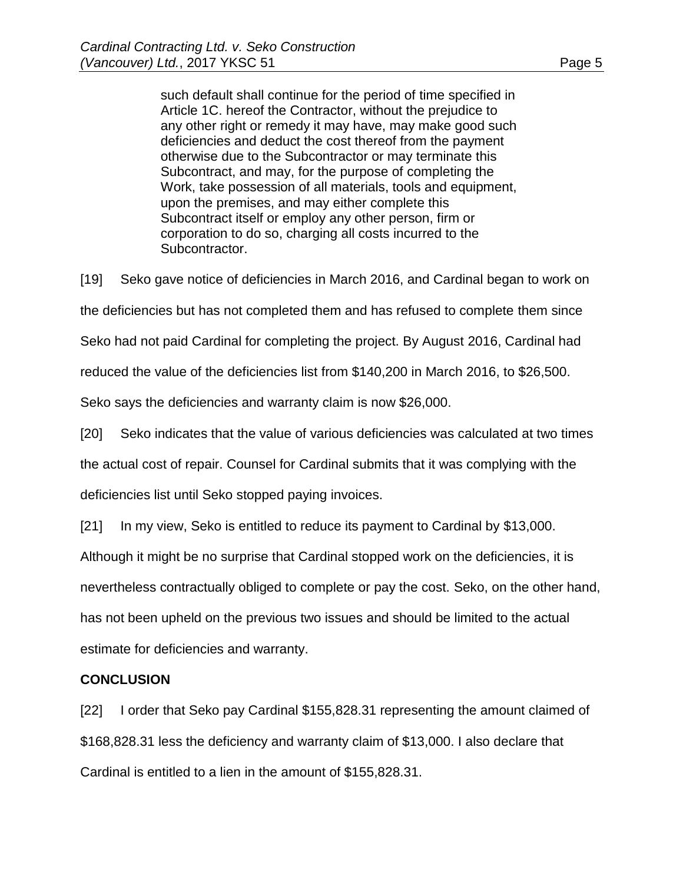> such default shall continue for the period of time specified in Article 1C. hereof the Contractor, without the prejudice to any other right or remedy it may have, may make good such deficiencies and deduct the cost thereof from the payment otherwise due to the Subcontractor or may terminate this Subcontract, and may, for the purpose of completing the Work, take possession of all materials, tools and equipment, upon the premises, and may either complete this Subcontract itself or employ any other person, firm or corporation to do so, charging all costs incurred to the Subcontractor.

[19] Seko gave notice of deficiencies in March 2016, and Cardinal began to work on the deficiencies but has not completed them and has refused to complete them since Seko had not paid Cardinal for completing the project. By August 2016, Cardinal had reduced the value of the deficiencies list from $140,200 in March 2016, to $26,500. Seko says the deficiencies and warranty claim is now $26,000.

[20] Seko indicates that the value of various deficiencies was calculated at two times the actual cost of repair. Counsel for Cardinal submits that it was complying with the deficiencies list until Seko stopped paying invoices.

[21] In my view, Seko is entitled to reduce its payment to Cardinal by $13,000. Although it might be no surprise that Cardinal stopped work on the deficiencies, it is nevertheless contractually obliged to complete or pay the cost. Seko, on the other hand, has not been upheld on the previous two issues and should be limited to the actual estimate for deficiencies and warranty.

**CONCLUSION**

[22] I order that Seko pay Cardinal $155,828.31 representing the amount claimed of $168,828.31 less the deficiency and warranty claim of $13,000. I also declare that Cardinal is entitled to a lien in the amount of $155,828.31.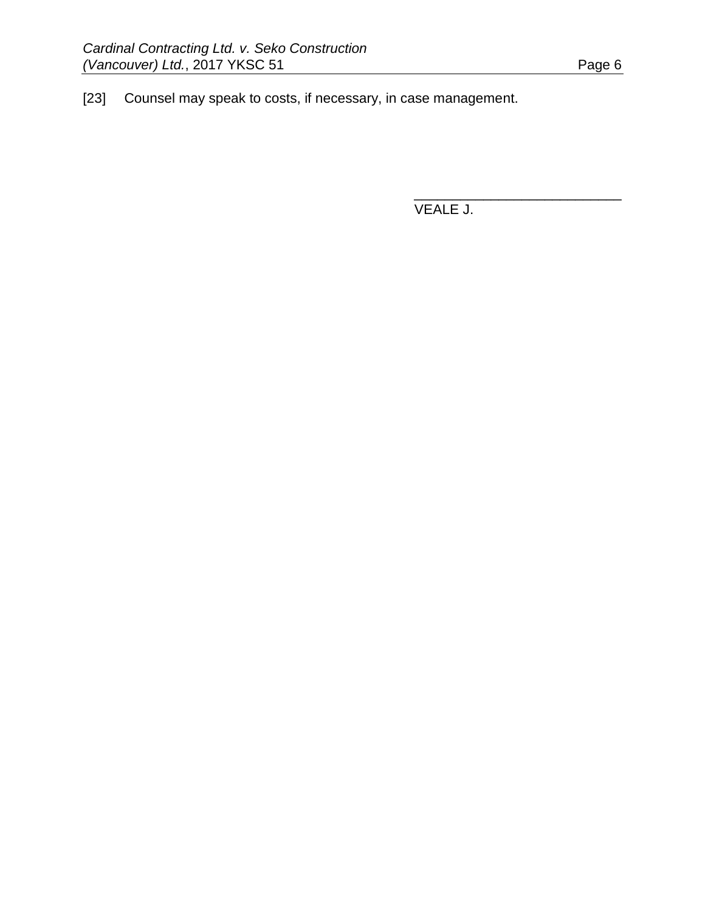[23] Counsel may speak to costs, if necessary, in case management.

___________________________
VEALE J.